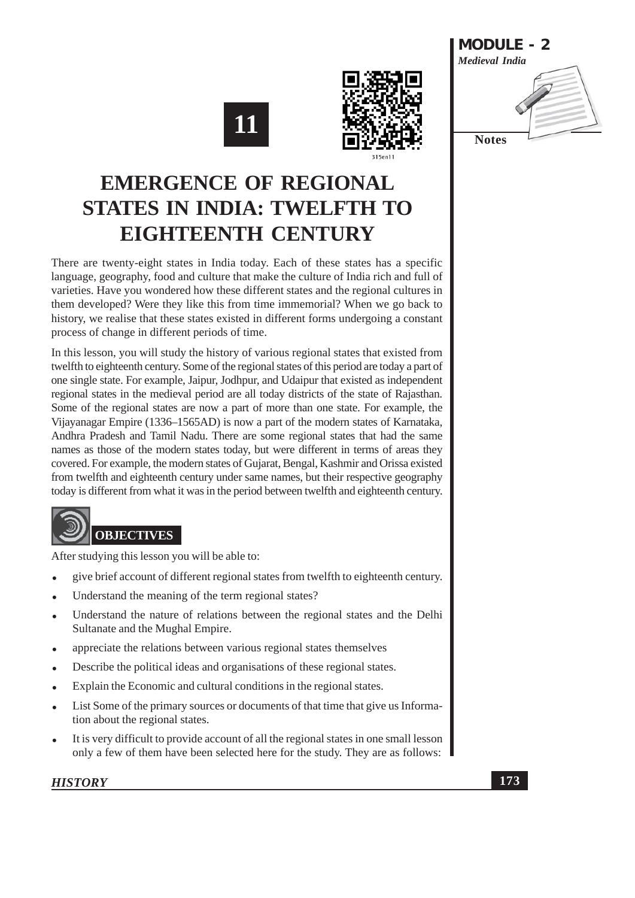# 11

# EMERGENCE OF REGIONAL STATES IN INDIA: TWELFTH TO EIGHTEENTH CENTURY

There are twenty-eight states in India today. Each of these states has a specific language, geography, food and culture that make the culture of India rich and full of varieties. Have you wondered how these different states and the regional cultures in them developed? Were they like this from time immemorial? When we go back to history, we realise that these states existed in different forms undergoing a constant process of change in different periods of time.

In this lesson, you will study the history of various regional states that existed from twelfth to eighteenth century. Some of the regional states of this period are today a part of one single state. For example, Jaipur, Jodhpur, and Udaipur that existed as independent regional states in the medieval period are all today districts of the state of Rajasthan. Some of the regional states are now a part of more than one state. For example, the Vijayanagar Empire (1336–1565AD) is now a part of the modern states of Karnataka, Andhra Pradesh and Tamil Nadu. There are some regional states that had the same names as those of the modern states today, but were different in terms of areas they covered. For example, the modern states of Gujarat, Bengal, Kashmir and Orissa existed from twelfth and eighteenth century under same names, but their respective geography today is different from what it was in the period between twelfth and eighteenth century.

## OBJECTIVES

After studying this lesson you will be able to:

- give brief account of different regional states from twelfth to eighteenth century.
- Understand the meaning of the term regional states?
- Understand the nature of relations between the regional states and the Delhi Sultanate and the Mughal Empire.
- appreciate the relations between various regional states themselves
- Describe the political ideas and organisations of these regional states.
- Explain the Economic and cultural conditions in the regional states.
- List Some of the primary sources or documents of that time that give us Information about the regional states.
- It is very difficult to provide account of all the regional states in one small lesson only a few of them have been selected here for the study. They are as follows: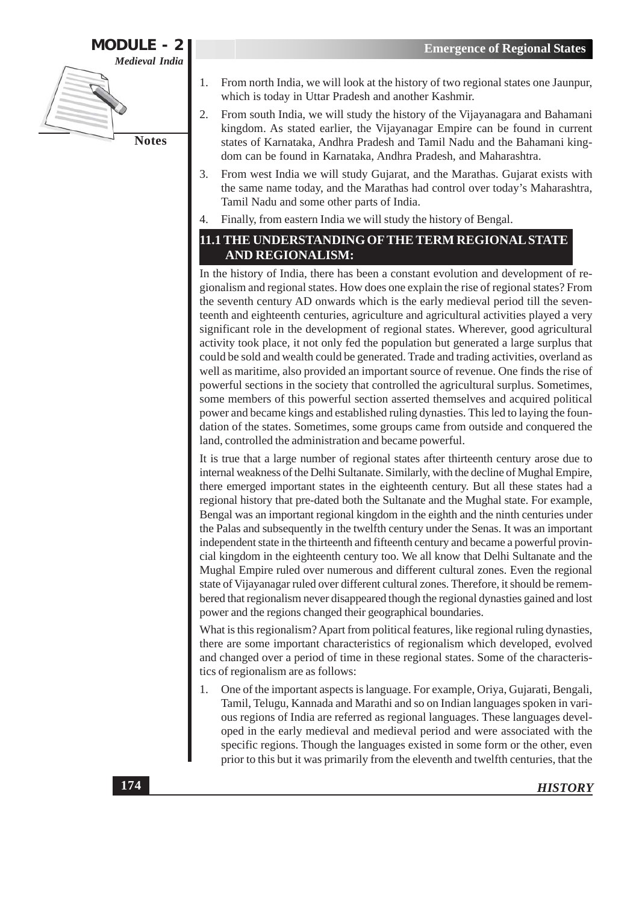1. From north India, we will look at the history of two regional states one Jaunpur, which is today in Uttar Pradesh and another Kashmir.
2. From south India, we will study the history of the Vijayanagara and Bahamani kingdom. As stated earlier, the Vijayanagar Empire can be found in current states of Karnataka, Andhra Pradesh and Tamil Nadu and the Bahamani kingdom can be found in Karnataka, Andhra Pradesh, and Maharashtra.
3. From west India we will study Gujarat, and the Marathas. Gujarat exists with the same name today, and the Marathas had control over today's Maharashtra, Tamil Nadu and some other parts of India.
4. Finally, from eastern India we will study the history of Bengal.

## 11.1 THE UNDERSTANDING OF THE TERM REGIONAL STATE AND REGIONALISM:

In the history of India, there has been a constant evolution and development of regionalism and regional states. How does one explain the rise of regional states? From the seventh century AD onwards which is the early medieval period till the seventeenth and eighteenth centuries, agriculture and agricultural activities played a very significant role in the development of regional states. Wherever, good agricultural activity took place, it not only fed the population but generated a large surplus that could be sold and wealth could be generated. Trade and trading activities, overland as well as maritime, also provided an important source of revenue. One finds the rise of powerful sections in the society that controlled the agricultural surplus. Sometimes, some members of this powerful section asserted themselves and acquired political power and became kings and established ruling dynasties. This led to laying the foundation of the states. Sometimes, some groups came from outside and conquered the land, controlled the administration and became powerful.

It is true that a large number of regional states after thirteenth century arose due to internal weakness of the Delhi Sultanate. Similarly, with the decline of Mughal Empire, there emerged important states in the eighteenth century. But all these states had a regional history that pre-dated both the Sultanate and the Mughal state. For example, Bengal was an important regional kingdom in the eighth and the ninth centuries under the Palas and subsequently in the twelfth century under the Senas. It was an important independent state in the thirteenth and fifteenth century and became a powerful provincial kingdom in the eighteenth century too. We all know that Delhi Sultanate and the Mughal Empire ruled over numerous and different cultural zones. Even the regional state of Vijayanagar ruled over different cultural zones. Therefore, it should be remembered that regionalism never disappeared though the regional dynasties gained and lost power and the regions changed their geographical boundaries.

What is this regionalism? Apart from political features, like regional ruling dynasties, there are some important characteristics of regionalism which developed, evolved and changed over a period of time in these regional states. Some of the characteristics of regionalism are as follows:

1. One of the important aspects is language. For example, Oriya, Gujarati, Bengali, Tamil, Telugu, Kannada and Marathi and so on Indian languages spoken in various regions of India are referred as regional languages. These languages developed in the early medieval and medieval period and were associated with the specific regions. Though the languages existed in some form or the other, even prior to this but it was primarily from the eleventh and twelfth centuries, that the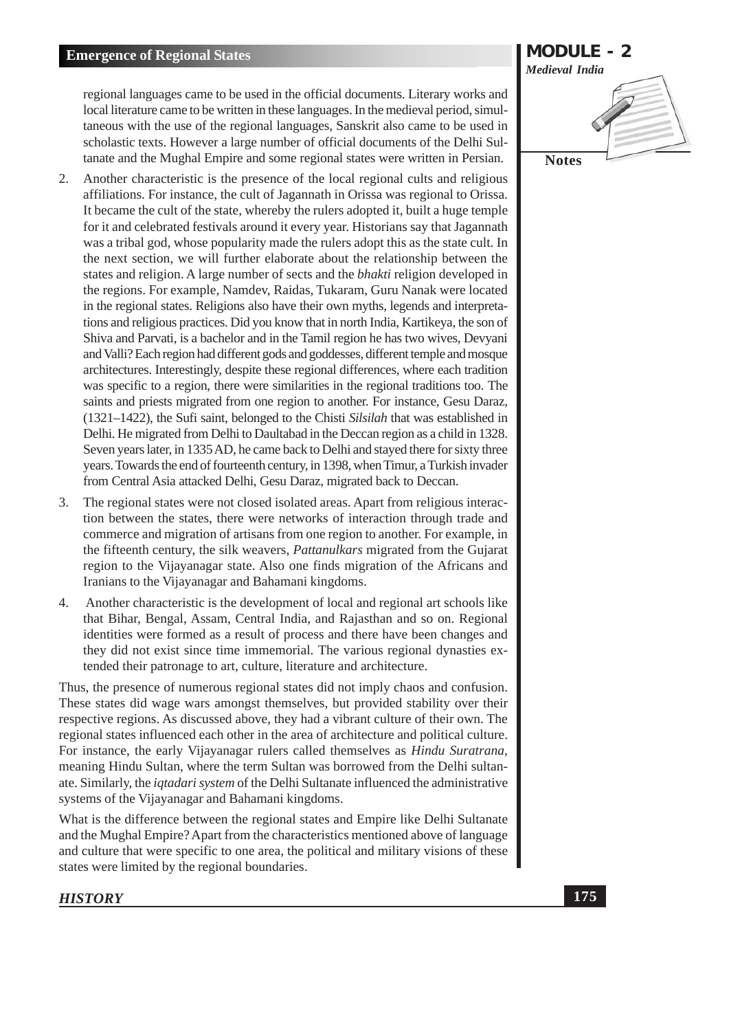regional languages came to be used in the official documents. Literary works and local literature came to be written in these languages. In the medieval period, simultaneous with the use of the regional languages, Sanskrit also came to be used in scholastic texts. However a large number of official documents of the Delhi Sultanate and the Mughal Empire and some regional states were written in Persian.

2. Another characteristic is the presence of the local regional cults and religious affiliations. For instance, the cult of Jagannath in Orissa was regional to Orissa. It became the cult of the state, whereby the rulers adopted it, built a huge temple for it and celebrated festivals around it every year. Historians say that Jagannath was a tribal god, whose popularity made the rulers adopt this as the state cult. In the next section, we will further elaborate about the relationship between the states and religion. A large number of sects and the *bhakti* religion developed in the regions. For example, Namdev, Raidas, Tukaram, Guru Nanak were located in the regional states. Religions also have their own myths, legends and interpretations and religious practices. Did you know that in north India, Kartikeya, the son of Shiva and Parvati, is a bachelor and in the Tamil region he has two wives, Devyani and Valli? Each region had different gods and goddesses, different temple and mosque architectures. Interestingly, despite these regional differences, where each tradition was specific to a region, there were similarities in the regional traditions too. The saints and priests migrated from one region to another. For instance, Gesu Daraz, (1321–1422), the Sufi saint, belonged to the Chisti *Silsilah* that was established in Delhi. He migrated from Delhi to Daultabad in the Deccan region as a child in 1328. Seven years later, in 1335 AD, he came back to Delhi and stayed there for sixty three years. Towards the end of fourteenth century, in 1398, when Timur, a Turkish invader from Central Asia attacked Delhi, Gesu Daraz, migrated back to Deccan.

3. The regional states were not closed isolated areas. Apart from religious interaction between the states, there were networks of interaction through trade and commerce and migration of artisans from one region to another. For example, in the fifteenth century, the silk weavers, *Pattanulkars* migrated from the Gujarat region to the Vijayanagar state. Also one finds migration of the Africans and Iranians to the Vijayanagar and Bahamani kingdoms.

4. Another characteristic is the development of local and regional art schools like that Bihar, Bengal, Assam, Central India, and Rajasthan and so on. Regional identities were formed as a result of process and there have been changes and they did not exist since time immemorial. The various regional dynasties extended their patronage to art, culture, literature and architecture.

Thus, the presence of numerous regional states did not imply chaos and confusion. These states did wage wars amongst themselves, but provided stability over their respective regions. As discussed above, they had a vibrant culture of their own. The regional states influenced each other in the area of architecture and political culture. For instance, the early Vijayanagar rulers called themselves as *Hindu Suratrana*, meaning Hindu Sultan, where the term Sultan was borrowed from the Delhi sultanate. Similarly, the *iqtadari system* of the Delhi Sultanate influenced the administrative systems of the Vijayanagar and Bahamani kingdoms.

What is the difference between the regional states and Empire like Delhi Sultanate and the Mughal Empire? Apart from the characteristics mentioned above of language and culture that were specific to one area, the political and military visions of these states were limited by the regional boundaries.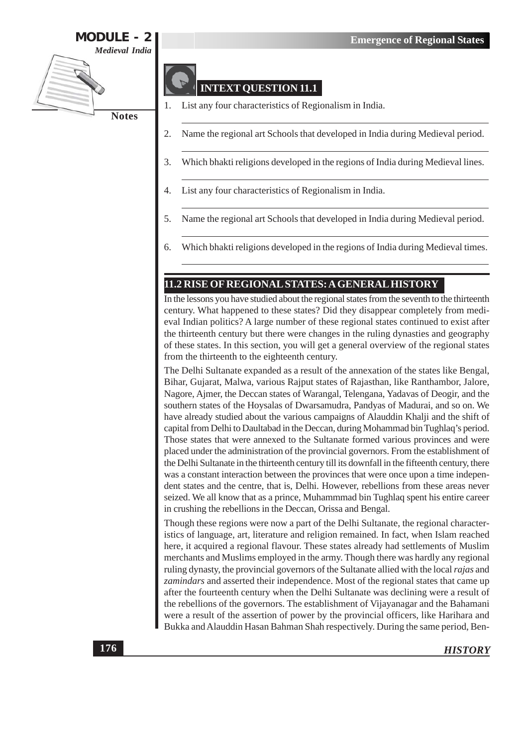## INTEXT QUESTION 11.1

1. List any four characteristics of Regionalism in India.
2. Name the regional art Schools that developed in India during Medieval period.
3. Which bhakti religions developed in the regions of India during Medieval lines.
4. List any four characteristics of Regionalism in India.
5. Name the regional art Schools that developed in India during Medieval period.
6. Which bhakti religions developed in the regions of India during Medieval times.

## 11.2 RISE OF REGIONAL STATES: A GENERAL HISTORY

In the lessons you have studied about the regional states from the seventh to the thirteenth century. What happened to these states? Did they disappear completely from medieval Indian politics? A large number of these regional states continued to exist after the thirteenth century but there were changes in the ruling dynasties and geography of these states. In this section, you will get a general overview of the regional states from the thirteenth to the eighteenth century.

The Delhi Sultanate expanded as a result of the annexation of the states like Bengal, Bihar, Gujarat, Malwa, various Rajput states of Rajasthan, like Ranthambor, Jalore, Nagore, Ajmer, the Deccan states of Warangal, Telengana, Yadavas of Deogir, and the southern states of the Hoysalas of Dwarsamudra, Pandyas of Madurai, and so on. We have already studied about the various campaigns of Alauddin Khalji and the shift of capital from Delhi to Daultabad in the Deccan, during Mohammad bin Tughlaq's period. Those states that were annexed to the Sultanate formed various provinces and were placed under the administration of the provincial governors. From the establishment of the Delhi Sultanate in the thirteenth century till its downfall in the fifteenth century, there was a constant interaction between the provinces that were once upon a time independent states and the centre, that is, Delhi. However, rebellions from these areas never seized. We all know that as a prince, Muhammmad bin Tughlaq spent his entire career in crushing the rebellions in the Deccan, Orissa and Bengal.

Though these regions were now a part of the Delhi Sultanate, the regional characteristics of language, art, literature and religion remained. In fact, when Islam reached here, it acquired a regional flavour. These states already had settlements of Muslim merchants and Muslims employed in the army. Though there was hardly any regional ruling dynasty, the provincial governors of the Sultanate allied with the local *rajas* and *zamindars* and asserted their independence. Most of the regional states that came up after the fourteenth century when the Delhi Sultanate was declining were a result of the rebellions of the governors. The establishment of Vijayanagar and the Bahamani were a result of the assertion of power by the provincial officers, like Harihara and Bukka and Alauddin Hasan Bahman Shah respectively. During the same period, Ben-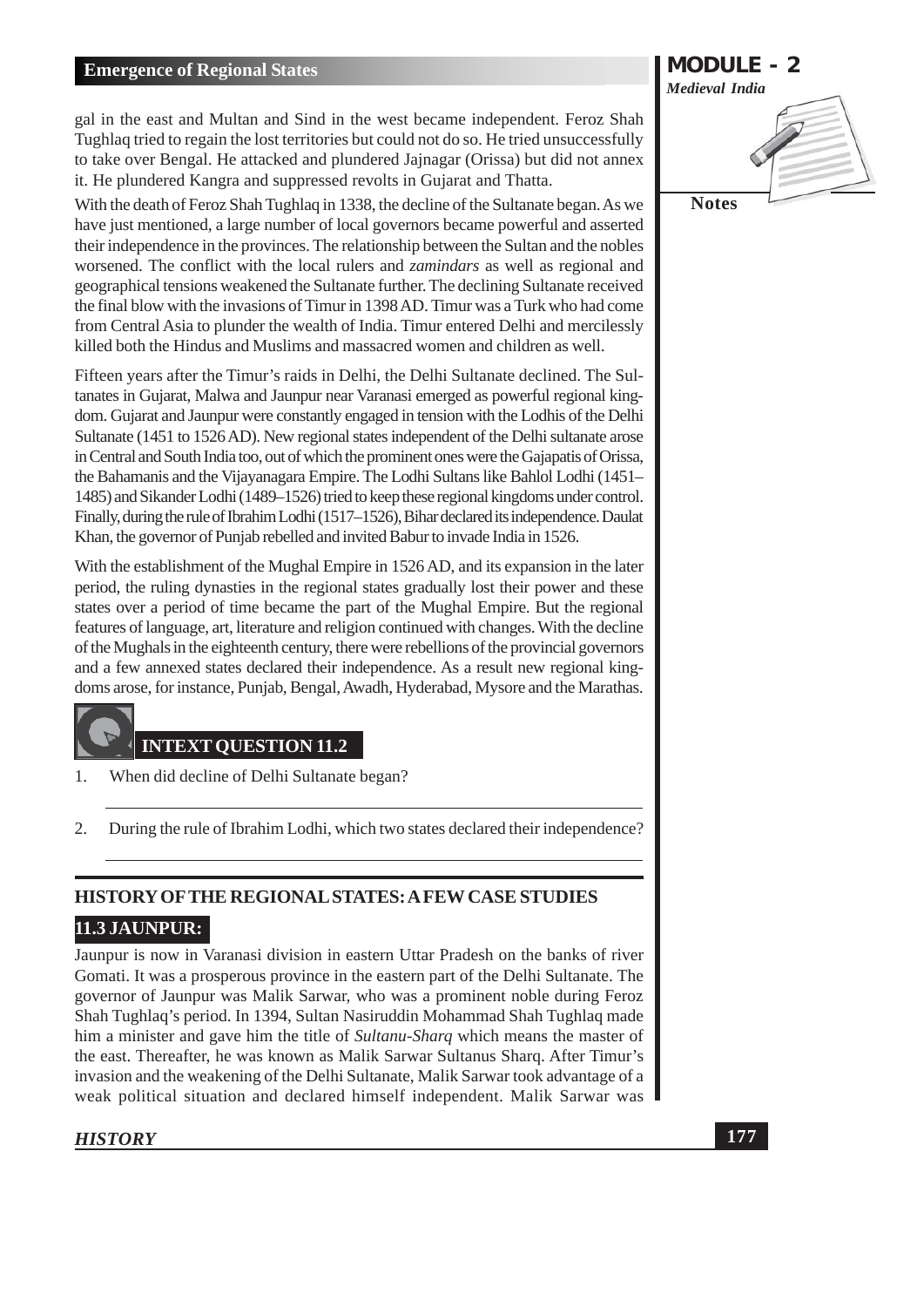gal in the east and Multan and Sind in the west became independent. Feroz Shah Tughlaq tried to regain the lost territories but could not do so. He tried unsuccessfully to take over Bengal. He attacked and plundered Jajnagar (Orissa) but did not annex it. He plundered Kangra and suppressed revolts in Gujarat and Thatta.

With the death of Feroz Shah Tughlaq in 1338, the decline of the Sultanate began. As we have just mentioned, a large number of local governors became powerful and asserted their independence in the provinces. The relationship between the Sultan and the nobles worsened. The conflict with the local rulers and *zamindars* as well as regional and geographical tensions weakened the Sultanate further. The declining Sultanate received the final blow with the invasions of Timur in 1398 AD. Timur was a Turk who had come from Central Asia to plunder the wealth of India. Timur entered Delhi and mercilessly killed both the Hindus and Muslims and massacred women and children as well.

Fifteen years after the Timur's raids in Delhi, the Delhi Sultanate declined. The Sultanates in Gujarat, Malwa and Jaunpur near Varanasi emerged as powerful regional kingdom. Gujarat and Jaunpur were constantly engaged in tension with the Lodhis of the Delhi Sultanate (1451 to 1526 AD). New regional states independent of the Delhi sultanate arose in Central and South India too, out of which the prominent ones were the Gajapatis of Orissa, the Bahamanis and the Vijayanagara Empire. The Lodhi Sultans like Bahlol Lodhi (1451–1485) and Sikander Lodhi (1489–1526) tried to keep these regional kingdoms under control. Finally, during the rule of Ibrahim Lodhi (1517–1526), Bihar declared its independence. Daulat Khan, the governor of Punjab rebelled and invited Babur to invade India in 1526.

With the establishment of the Mughal Empire in 1526 AD, and its expansion in the later period, the ruling dynasties in the regional states gradually lost their power and these states over a period of time became the part of the Mughal Empire. But the regional features of language, art, literature and religion continued with changes. With the decline of the Mughals in the eighteenth century, there were rebellions of the provincial governors and a few annexed states declared their independence. As a result new regional kingdoms arose, for instance, Punjab, Bengal, Awadh, Hyderabad, Mysore and the Marathas.

### INTEXT QUESTION 11.2

1. When did decline of Delhi Sultanate began?

2. During the rule of Ibrahim Lodhi, which two states declared their independence?

## HISTORY OF THE REGIONAL STATES: A FEW CASE STUDIES

### 11.3 JAUNPUR:

Jaunpur is now in Varanasi division in eastern Uttar Pradesh on the banks of river Gomati. It was a prosperous province in the eastern part of the Delhi Sultanate. The governor of Jaunpur was Malik Sarwar, who was a prominent noble during Feroz Shah Tughlaq's period. In 1394, Sultan Nasiruddin Mohammad Shah Tughlaq made him a minister and gave him the title of *Sultanu-Sharq* which means the master of the east. Thereafter, he was known as Malik Sarwar Sultanus Sharq. After Timur's invasion and the weakening of the Delhi Sultanate, Malik Sarwar took advantage of a weak political situation and declared himself independent. Malik Sarwar was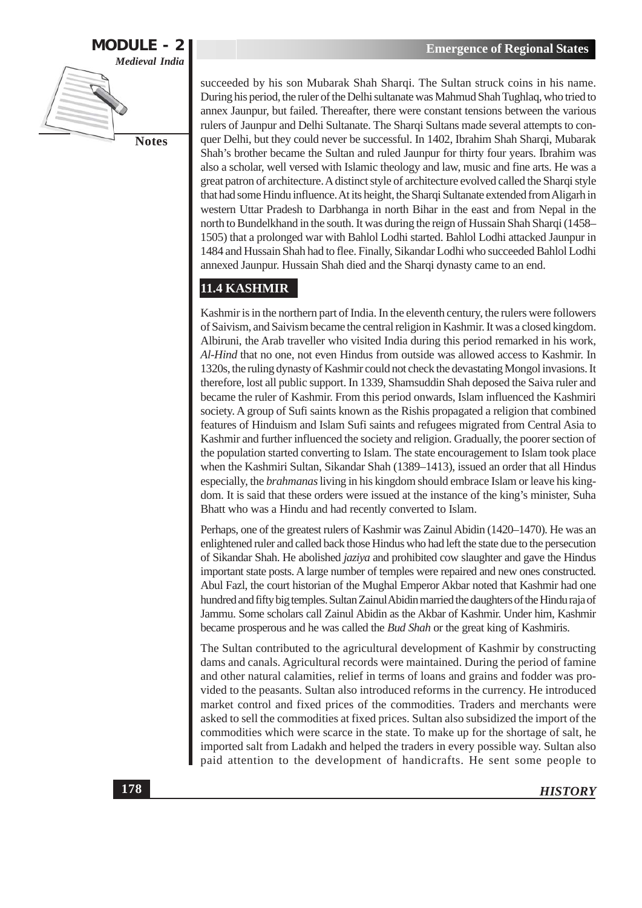succeeded by his son Mubarak Shah Sharqi. The Sultan struck coins in his name. During his period, the ruler of the Delhi sultanate was Mahmud Shah Tughlaq, who tried to annex Jaunpur, but failed. Thereafter, there were constant tensions between the various rulers of Jaunpur and Delhi Sultanate. The Sharqi Sultans made several attempts to conquer Delhi, but they could never be successful. In 1402, Ibrahim Shah Sharqi, Mubarak Shah's brother became the Sultan and ruled Jaunpur for thirty four years. Ibrahim was also a scholar, well versed with Islamic theology and law, music and fine arts. He was a great patron of architecture. A distinct style of architecture evolved called the Sharqi style that had some Hindu influence. At its height, the Sharqi Sultanate extended from Aligarh in western Uttar Pradesh to Darbhanga in north Bihar in the east and from Nepal in the north to Bundelkhand in the south. It was during the reign of Hussain Shah Sharqi (1458–1505) that a prolonged war with Bahlol Lodhi started. Bahlol Lodhi attacked Jaunpur in 1484 and Hussain Shah had to flee. Finally, Sikandar Lodhi who succeeded Bahlol Lodhi annexed Jaunpur. Hussain Shah died and the Sharqi dynasty came to an end.

## 11.4 KASHMIR

Kashmir is in the northern part of India. In the eleventh century, the rulers were followers of Saivism, and Saivism became the central religion in Kashmir. It was a closed kingdom. Albiruni, the Arab traveller who visited India during this period remarked in his work, *Al-Hind* that no one, not even Hindus from outside was allowed access to Kashmir. In 1320s, the ruling dynasty of Kashmir could not check the devastating Mongol invasions. It therefore, lost all public support. In 1339, Shamsuddin Shah deposed the Saiva ruler and became the ruler of Kashmir. From this period onwards, Islam influenced the Kashmiri society. A group of Sufi saints known as the Rishis propagated a religion that combined features of Hinduism and Islam Sufi saints and refugees migrated from Central Asia to Kashmir and further influenced the society and religion. Gradually, the poorer section of the population started converting to Islam. The state encouragement to Islam took place when the Kashmiri Sultan, Sikandar Shah (1389–1413), issued an order that all Hindus especially, the *brahmanas* living in his kingdom should embrace Islam or leave his kingdom. It is said that these orders were issued at the instance of the king's minister, Suha Bhatt who was a Hindu and had recently converted to Islam.

Perhaps, one of the greatest rulers of Kashmir was Zainul Abidin (1420–1470). He was an enlightened ruler and called back those Hindus who had left the state due to the persecution of Sikandar Shah. He abolished *jaziya* and prohibited cow slaughter and gave the Hindus important state posts. A large number of temples were repaired and new ones constructed. Abul Fazl, the court historian of the Mughal Emperor Akbar noted that Kashmir had one hundred and fifty big temples. Sultan Zainul Abidin married the daughters of the Hindu raja of Jammu. Some scholars call Zainul Abidin as the Akbar of Kashmir. Under him, Kashmir became prosperous and he was called the *Bud Shah* or the great king of Kashmiris.

The Sultan contributed to the agricultural development of Kashmir by constructing dams and canals. Agricultural records were maintained. During the period of famine and other natural calamities, relief in terms of loans and grains and fodder was provided to the peasants. Sultan also introduced reforms in the currency. He introduced market control and fixed prices of the commodities. Traders and merchants were asked to sell the commodities at fixed prices. Sultan also subsidized the import of the commodities which were scarce in the state. To make up for the shortage of salt, he imported salt from Ladakh and helped the traders in every possible way. Sultan also paid attention to the development of handicrafts. He sent some people to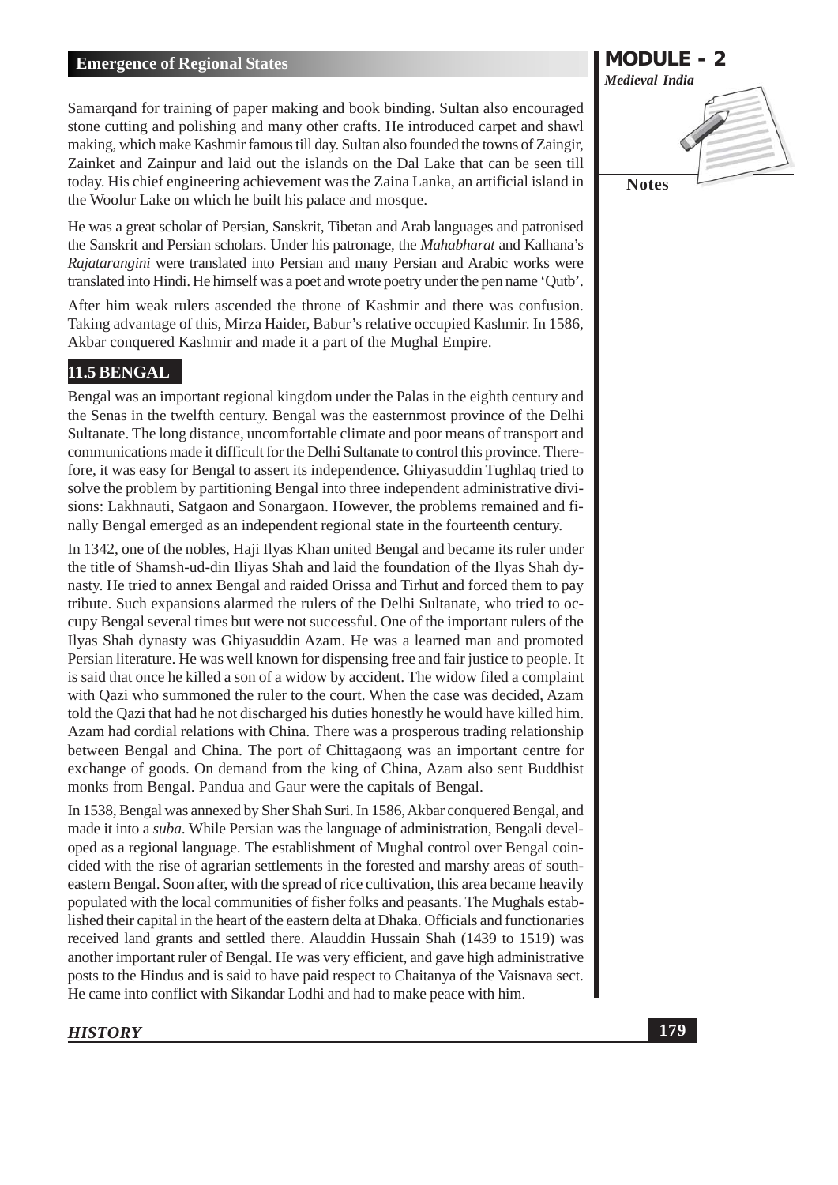Samarqand for training of paper making and book binding. Sultan also encouraged stone cutting and polishing and many other crafts. He introduced carpet and shawl making, which make Kashmir famous till day. Sultan also founded the towns of Zaingir, Zainket and Zainpur and laid out the islands on the Dal Lake that can be seen till today. His chief engineering achievement was the Zaina Lanka, an artificial island in the Woolur Lake on which he built his palace and mosque.

He was a great scholar of Persian, Sanskrit, Tibetan and Arab languages and patronised the Sanskrit and Persian scholars. Under his patronage, the *Mahabharat* and Kalhana's *Rajatarangini* were translated into Persian and many Persian and Arabic works were translated into Hindi. He himself was a poet and wrote poetry under the pen name 'Qutb'.

After him weak rulers ascended the throne of Kashmir and there was confusion. Taking advantage of this, Mirza Haider, Babur's relative occupied Kashmir. In 1586, Akbar conquered Kashmir and made it a part of the Mughal Empire.

## 11.5 BENGAL

Bengal was an important regional kingdom under the Palas in the eighth century and the Senas in the twelfth century. Bengal was the easternmost province of the Delhi Sultanate. The long distance, uncomfortable climate and poor means of transport and communications made it difficult for the Delhi Sultanate to control this province. Therefore, it was easy for Bengal to assert its independence. Ghiyasuddin Tughlaq tried to solve the problem by partitioning Bengal into three independent administrative divisions: Lakhnauti, Satgaon and Sonargaon. However, the problems remained and finally Bengal emerged as an independent regional state in the fourteenth century.

In 1342, one of the nobles, Haji Ilyas Khan united Bengal and became its ruler under the title of Shamsh-ud-din Iliyas Shah and laid the foundation of the Ilyas Shah dynasty. He tried to annex Bengal and raided Orissa and Tirhut and forced them to pay tribute. Such expansions alarmed the rulers of the Delhi Sultanate, who tried to occupy Bengal several times but were not successful. One of the important rulers of the Ilyas Shah dynasty was Ghiyasuddin Azam. He was a learned man and promoted Persian literature. He was well known for dispensing free and fair justice to people. It is said that once he killed a son of a widow by accident. The widow filed a complaint with Qazi who summoned the ruler to the court. When the case was decided, Azam told the Qazi that had he not discharged his duties honestly he would have killed him. Azam had cordial relations with China. There was a prosperous trading relationship between Bengal and China. The port of Chittagaong was an important centre for exchange of goods. On demand from the king of China, Azam also sent Buddhist monks from Bengal. Pandua and Gaur were the capitals of Bengal.

In 1538, Bengal was annexed by Sher Shah Suri. In 1586, Akbar conquered Bengal, and made it into a *suba*. While Persian was the language of administration, Bengali developed as a regional language. The establishment of Mughal control over Bengal coincided with the rise of agrarian settlements in the forested and marshy areas of south-eastern Bengal. Soon after, with the spread of rice cultivation, this area became heavily populated with the local communities of fisher folks and peasants. The Mughals established their capital in the heart of the eastern delta at Dhaka. Officials and functionaries received land grants and settled there. Alauddin Hussain Shah (1439 to 1519) was another important ruler of Bengal. He was very efficient, and gave high administrative posts to the Hindus and is said to have paid respect to Chaitanya of the Vaisnava sect. He came into conflict with Sikandar Lodhi and had to make peace with him.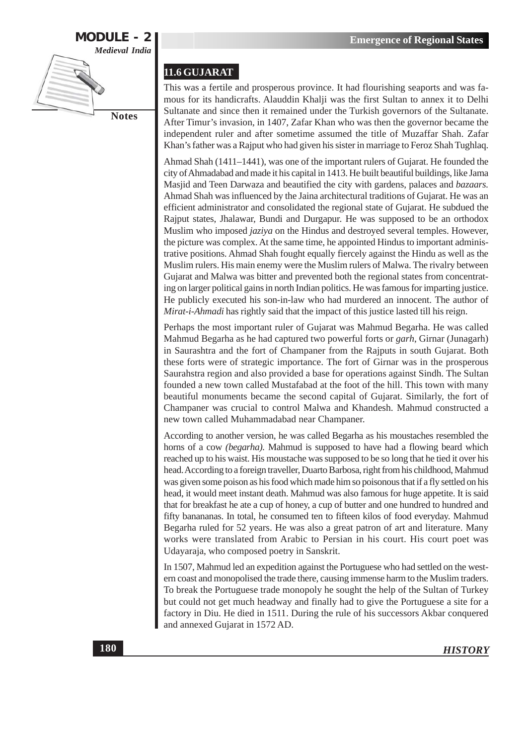## 11.6 GUJARAT

This was a fertile and prosperous province. It had flourishing seaports and was famous for its handicrafts. Alauddin Khalji was the first Sultan to annex it to Delhi Sultanate and since then it remained under the Turkish governors of the Sultanate. After Timur's invasion, in 1407, Zafar Khan who was then the governor became the independent ruler and after sometime assumed the title of Muzaffar Shah. Zafar Khan's father was a Rajput who had given his sister in marriage to Feroz Shah Tughlaq.

Ahmad Shah (1411–1441), was one of the important rulers of Gujarat. He founded the city of Ahmadabad and made it his capital in 1413. He built beautiful buildings, like Jama Masjid and Teen Darwaza and beautified the city with gardens, palaces and *bazaars.* Ahmad Shah was influenced by the Jaina architectural traditions of Gujarat. He was an efficient administrator and consolidated the regional state of Gujarat. He subdued the Rajput states, Jhalawar, Bundi and Durgapur. He was supposed to be an orthodox Muslim who imposed *jaziya* on the Hindus and destroyed several temples. However, the picture was complex. At the same time, he appointed Hindus to important administrative positions. Ahmad Shah fought equally fiercely against the Hindu as well as the Muslim rulers. His main enemy were the Muslim rulers of Malwa. The rivalry between Gujarat and Malwa was bitter and prevented both the regional states from concentrating on larger political gains in north Indian politics. He was famous for imparting justice. He publicly executed his son-in-law who had murdered an innocent. The author of *Mirat-i-Ahmadi* has rightly said that the impact of this justice lasted till his reign.

Perhaps the most important ruler of Gujarat was Mahmud Begarha. He was called Mahmud Begarha as he had captured two powerful forts or *garh*, Girnar (Junagarh) in Saurashtra and the fort of Champaner from the Rajputs in south Gujarat. Both these forts were of strategic importance. The fort of Girnar was in the prosperous Saurahstra region and also provided a base for operations against Sindh. The Sultan founded a new town called Mustafabad at the foot of the hill. This town with many beautiful monuments became the second capital of Gujarat. Similarly, the fort of Champaner was crucial to control Malwa and Khandesh. Mahmud constructed a new town called Muhammadabad near Champaner.

According to another version, he was called Begarha as his moustaches resembled the horns of a cow *(begarha).* Mahmud is supposed to have had a flowing beard which reached up to his waist. His moustache was supposed to be so long that he tied it over his head. According to a foreign traveller, Duarto Barbosa, right from his childhood, Mahmud was given some poison as his food which made him so poisonous that if a fly settled on his head, it would meet instant death. Mahmud was also famous for huge appetite. It is said that for breakfast he ate a cup of honey, a cup of butter and one hundred to hundred and fifty banananas. In total, he consumed ten to fifteen kilos of food everyday. Mahmud Begarha ruled for 52 years. He was also a great patron of art and literature. Many works were translated from Arabic to Persian in his court. His court poet was Udayaraja, who composed poetry in Sanskrit.

In 1507, Mahmud led an expedition against the Portuguese who had settled on the western coast and monopolised the trade there, causing immense harm to the Muslim traders. To break the Portuguese trade monopoly he sought the help of the Sultan of Turkey but could not get much headway and finally had to give the Portuguese a site for a factory in Diu. He died in 1511. During the rule of his successors Akbar conquered and annexed Gujarat in 1572 AD.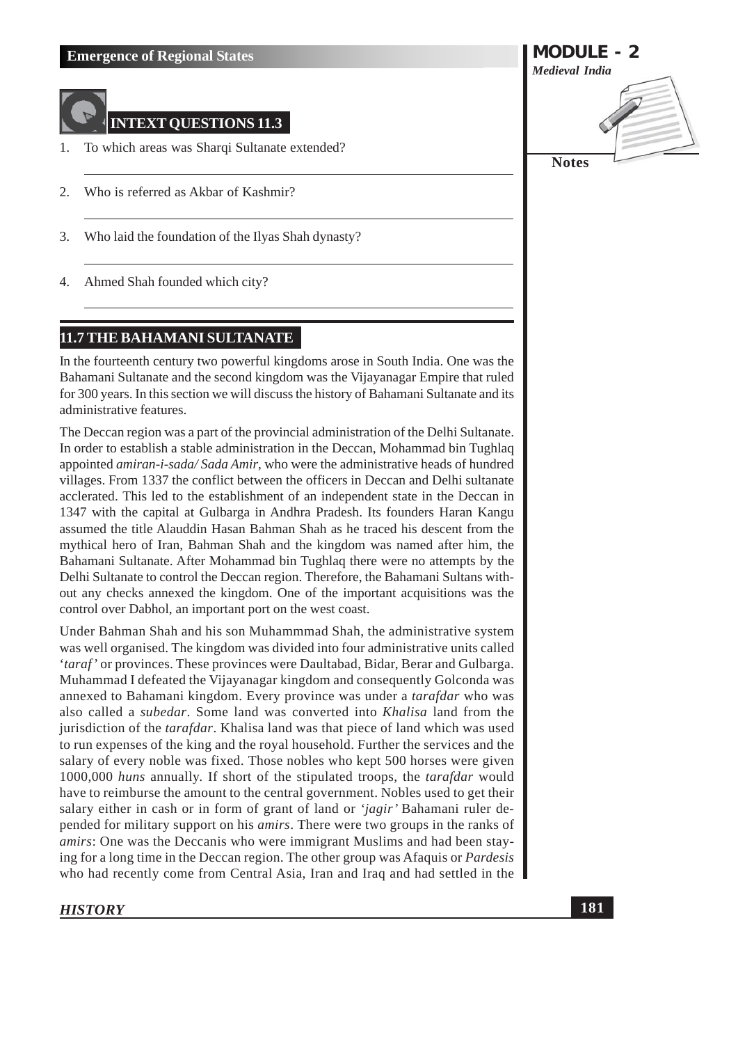## INTEXT QUESTIONS 11.3

1. To which areas was Sharqi Sultanate extended?

2. Who is referred as Akbar of Kashmir?

3. Who laid the foundation of the Ilyas Shah dynasty?

4. Ahmed Shah founded which city?

## 11.7 THE BAHAMANI SULTANATE

In the fourteenth century two powerful kingdoms arose in South India. One was the Bahamani Sultanate and the second kingdom was the Vijayanagar Empire that ruled for 300 years. In this section we will discuss the history of Bahamani Sultanate and its administrative features.

The Deccan region was a part of the provincial administration of the Delhi Sultanate. In order to establish a stable administration in the Deccan, Mohammad bin Tughlaq appointed *amiran-i-sada/ Sada Amir*, who were the administrative heads of hundred villages. From 1337 the conflict between the officers in Deccan and Delhi sultanate acclerated. This led to the establishment of an independent state in the Deccan in 1347 with the capital at Gulbarga in Andhra Pradesh. Its founders Haran Kangu assumed the title Alauddin Hasan Bahman Shah as he traced his descent from the mythical hero of Iran, Bahman Shah and the kingdom was named after him, the Bahamani Sultanate. After Mohammad bin Tughlaq there were no attempts by the Delhi Sultanate to control the Deccan region. Therefore, the Bahamani Sultans without any checks annexed the kingdom. One of the important acquisitions was the control over Dabhol, an important port on the west coast.

Under Bahman Shah and his son Muhammmad Shah, the administrative system was well organised. The kingdom was divided into four administrative units called '*taraf*' or provinces. These provinces were Daultabad, Bidar, Berar and Gulbarga. Muhammad I defeated the Vijayanagar kingdom and consequently Golconda was annexed to Bahamani kingdom. Every province was under a *tarafdar* who was also called a *subedar*. Some land was converted into *Khalisa* land from the jurisdiction of the *tarafdar*. Khalisa land was that piece of land which was used to run expenses of the king and the royal household. Further the services and the salary of every noble was fixed. Those nobles who kept 500 horses were given 1000,000 *huns* annually. If short of the stipulated troops, the *tarafdar* would have to reimburse the amount to the central government. Nobles used to get their salary either in cash or in form of grant of land or *'jagir'* Bahamani ruler depended for military support on his *amirs*. There were two groups in the ranks of *amirs*: One was the Deccanis who were immigrant Muslims and had been staying for a long time in the Deccan region. The other group was Afaquis or *Pardesis* who had recently come from Central Asia, Iran and Iraq and had settled in the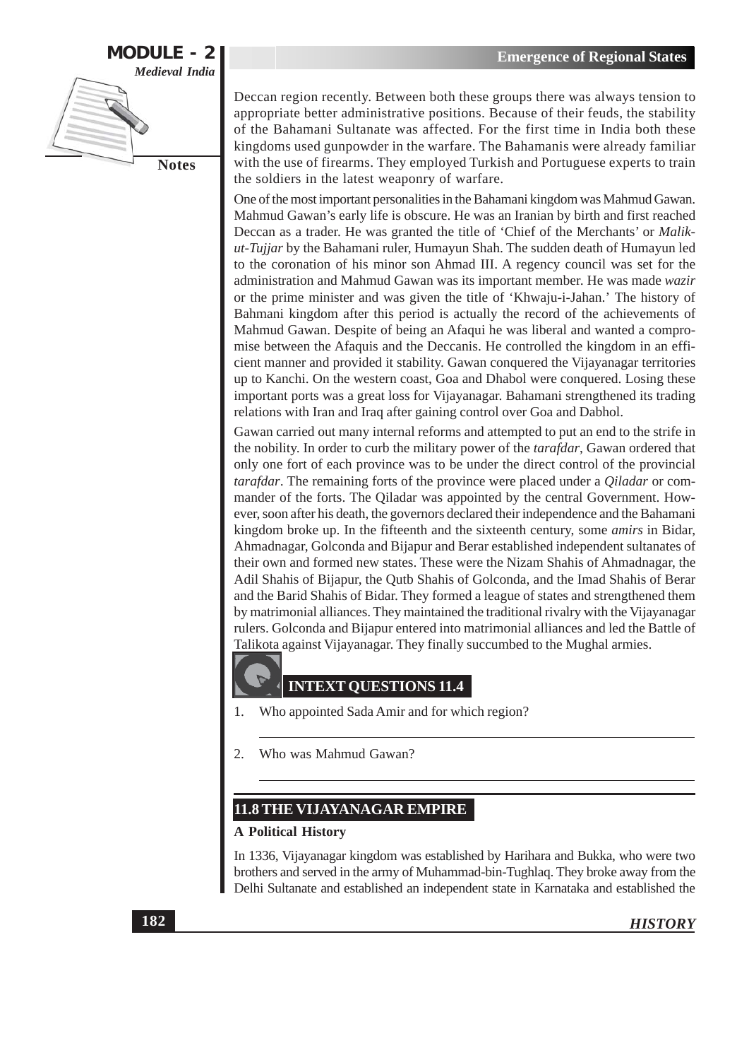Deccan region recently. Between both these groups there was always tension to appropriate better administrative positions. Because of their feuds, the stability of the Bahamani Sultanate was affected. For the first time in India both these kingdoms used gunpowder in the warfare. The Bahamanis were already familiar with the use of firearms. They employed Turkish and Portuguese experts to train the soldiers in the latest weaponry of warfare.

One of the most important personalities in the Bahamani kingdom was Mahmud Gawan. Mahmud Gawan's early life is obscure. He was an Iranian by birth and first reached Deccan as a trader. He was granted the title of 'Chief of the Merchants' or *Malik-ut-Tujjar* by the Bahamani ruler, Humayun Shah. The sudden death of Humayun led to the coronation of his minor son Ahmad III. A regency council was set for the administration and Mahmud Gawan was its important member. He was made *wazir* or the prime minister and was given the title of 'Khwaju-i-Jahan.' The history of Bahmani kingdom after this period is actually the record of the achievements of Mahmud Gawan. Despite of being an Afaqui he was liberal and wanted a compromise between the Afaquis and the Deccanis. He controlled the kingdom in an efficient manner and provided it stability. Gawan conquered the Vijayanagar territories up to Kanchi. On the western coast, Goa and Dhabol were conquered. Losing these important ports was a great loss for Vijayanagar. Bahamani strengthened its trading relations with Iran and Iraq after gaining control over Goa and Dabhol.

Gawan carried out many internal reforms and attempted to put an end to the strife in the nobility. In order to curb the military power of the *tarafdar*, Gawan ordered that only one fort of each province was to be under the direct control of the provincial *tarafdar*. The remaining forts of the province were placed under a *Qiladar* or commander of the forts. The Qiladar was appointed by the central Government. However, soon after his death, the governors declared their independence and the Bahamani kingdom broke up. In the fifteenth and the sixteenth century, some *amirs* in Bidar, Ahmadnagar, Golconda and Bijapur and Berar established independent sultanates of their own and formed new states. These were the Nizam Shahis of Ahmadnagar, the Adil Shahis of Bijapur, the Qutb Shahis of Golconda, and the Imad Shahis of Berar and the Barid Shahis of Bidar. They formed a league of states and strengthened them by matrimonial alliances. They maintained the traditional rivalry with the Vijayanagar rulers. Golconda and Bijapur entered into matrimonial alliances and led the Battle of Talikota against Vijayanagar. They finally succumbed to the Mughal armies.

## INTEXT QUESTIONS 11.4

1. Who appointed Sada Amir and for which region?

2. Who was Mahmud Gawan?

## 11.8 THE VIJAYANAGAR EMPIRE

**A Political History**

In 1336, Vijayanagar kingdom was established by Harihara and Bukka, who were two brothers and served in the army of Muhammad-bin-Tughlaq. They broke away from the Delhi Sultanate and established an independent state in Karnataka and established the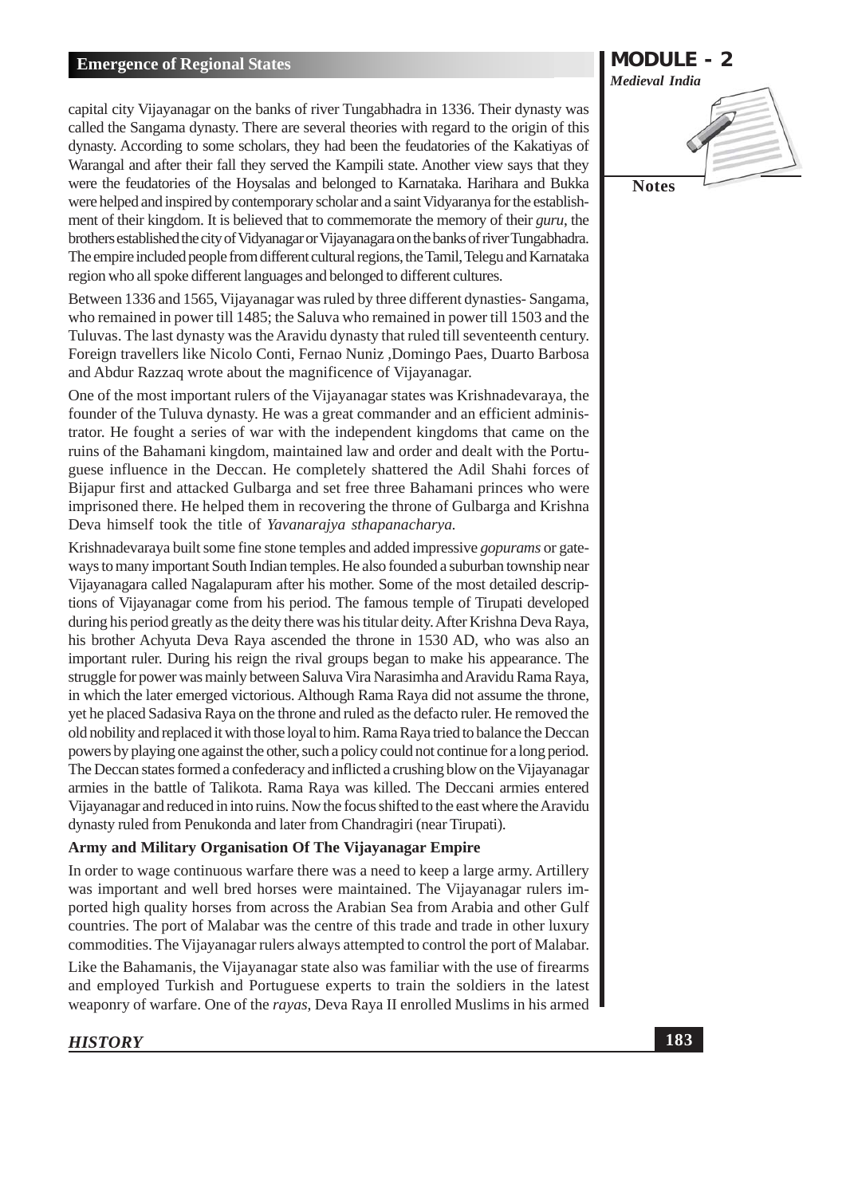capital city Vijayanagar on the banks of river Tungabhadra in 1336. Their dynasty was called the Sangama dynasty. There are several theories with regard to the origin of this dynasty. According to some scholars, they had been the feudatories of the Kakatiyas of Warangal and after their fall they served the Kampili state. Another view says that they were the feudatories of the Hoysalas and belonged to Karnataka. Harihara and Bukka were helped and inspired by contemporary scholar and a saint Vidyaranya for the establishment of their kingdom. It is believed that to commemorate the memory of their *guru*, the brothers established the city of Vidyanagar or Vijayanagara on the banks of river Tungabhadra. The empire included people from different cultural regions, the Tamil, Telegu and Karnataka region who all spoke different languages and belonged to different cultures.

Between 1336 and 1565, Vijayanagar was ruled by three different dynasties- Sangama, who remained in power till 1485; the Saluva who remained in power till 1503 and the Tuluvas. The last dynasty was the Aravidu dynasty that ruled till seventeenth century. Foreign travellers like Nicolo Conti, Fernao Nuniz ,Domingo Paes, Duarto Barbosa and Abdur Razzaq wrote about the magnificence of Vijayanagar.

One of the most important rulers of the Vijayanagar states was Krishnadevaraya, the founder of the Tuluva dynasty. He was a great commander and an efficient administrator. He fought a series of war with the independent kingdoms that came on the ruins of the Bahamani kingdom, maintained law and order and dealt with the Portuguese influence in the Deccan. He completely shattered the Adil Shahi forces of Bijapur first and attacked Gulbarga and set free three Bahamani princes who were imprisoned there. He helped them in recovering the throne of Gulbarga and Krishna Deva himself took the title of *Yavanarajya sthapanacharya.*

Krishnadevaraya built some fine stone temples and added impressive *gopurams* or gateways to many important South Indian temples. He also founded a suburban township near Vijayanagara called Nagalapuram after his mother. Some of the most detailed descriptions of Vijayanagar come from his period. The famous temple of Tirupati developed during his period greatly as the deity there was his titular deity. After Krishna Deva Raya, his brother Achyuta Deva Raya ascended the throne in 1530 AD, who was also an important ruler. During his reign the rival groups began to make his appearance. The struggle for power was mainly between Saluva Vira Narasimha and Aravidu Rama Raya, in which the later emerged victorious. Although Rama Raya did not assume the throne, yet he placed Sadasiva Raya on the throne and ruled as the defacto ruler. He removed the old nobility and replaced it with those loyal to him. Rama Raya tried to balance the Deccan powers by playing one against the other, such a policy could not continue for a long period. The Deccan states formed a confederacy and inflicted a crushing blow on the Vijayanagar armies in the battle of Talikota. Rama Raya was killed. The Deccani armies entered Vijayanagar and reduced in into ruins. Now the focus shifted to the east where the Aravidu dynasty ruled from Penukonda and later from Chandragiri (near Tirupati).

**Army and Military Organisation Of The Vijayanagar Empire**

In order to wage continuous warfare there was a need to keep a large army. Artillery was important and well bred horses were maintained. The Vijayanagar rulers imported high quality horses from across the Arabian Sea from Arabia and other Gulf countries. The port of Malabar was the centre of this trade and trade in other luxury commodities. The Vijayanagar rulers always attempted to control the port of Malabar.

Like the Bahamanis, the Vijayanagar state also was familiar with the use of firearms and employed Turkish and Portuguese experts to train the soldiers in the latest weaponry of warfare. One of the *rayas*, Deva Raya II enrolled Muslims in his armed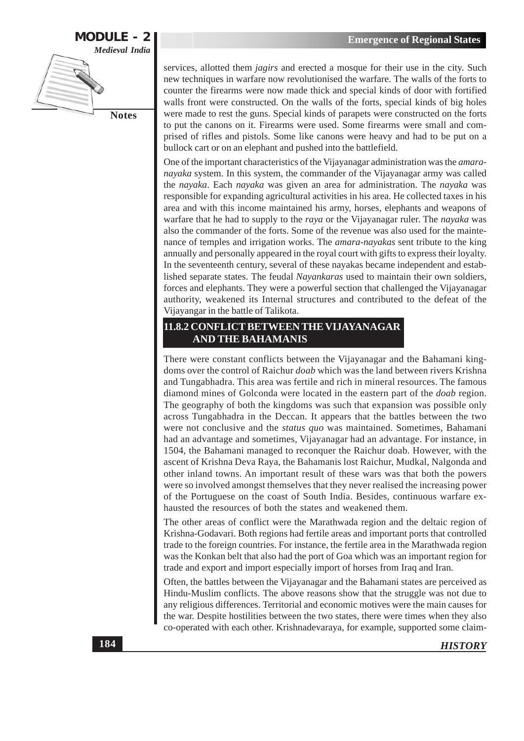services, allotted them *jagirs* and erected a mosque for their use in the city. Such new techniques in warfare now revolutionised the warfare. The walls of the forts to counter the firearms were now made thick and special kinds of door with fortified walls front were constructed. On the walls of the forts, special kinds of big holes were made to rest the guns. Special kinds of parapets were constructed on the forts to put the canons on it. Firearms were used. Some firearms were small and comprised of rifles and pistols. Some like canons were heavy and had to be put on a bullock cart or on an elephant and pushed into the battlefield.

One of the important characteristics of the Vijayanagar administration was the *amara-nayaka* system. In this system, the commander of the Vijayanagar army was called the *nayaka*. Each *nayaka* was given an area for administration. The *nayaka* was responsible for expanding agricultural activities in his area. He collected taxes in his area and with this income maintained his army, horses, elephants and weapons of warfare that he had to supply to the *raya* or the Vijayanagar ruler. The *nayaka* was also the commander of the forts. Some of the revenue was also used for the maintenance of temples and irrigation works. The *amara-nayakas* sent tribute to the king annually and personally appeared in the royal court with gifts to express their loyalty. In the seventeenth century, several of these nayakas became independent and established separate states. The feudal *Nayankaras* used to maintain their own soldiers, forces and elephants. They were a powerful section that challenged the Vijayanagar authority, weakened its Internal structures and contributed to the defeat of the Vijayangar in the battle of Talikota.

### 11.8.2 CONFLICT BETWEEN THE VIJAYANAGAR AND THE BAHAMANIS

There were constant conflicts between the Vijayanagar and the Bahamani kingdoms over the control of Raichur *doab* which was the land between rivers Krishna and Tungabhadra. This area was fertile and rich in mineral resources. The famous diamond mines of Golconda were located in the eastern part of the *doab* region. The geography of both the kingdoms was such that expansion was possible only across Tungabhadra in the Deccan. It appears that the battles between the two were not conclusive and the *status quo* was maintained. Sometimes, Bahamani had an advantage and sometimes, Vijayanagar had an advantage. For instance, in 1504, the Bahamani managed to reconquer the Raichur doab. However, with the ascent of Krishna Deva Raya, the Bahamanis lost Raichur, Mudkal, Nalgonda and other inland towns. An important result of these wars was that both the powers were so involved amongst themselves that they never realised the increasing power of the Portuguese on the coast of South India. Besides, continuous warfare exhausted the resources of both the states and weakened them.

The other areas of conflict were the Marathwada region and the deltaic region of Krishna-Godavari. Both regions had fertile areas and important ports that controlled trade to the foreign countries. For instance, the fertile area in the Marathwada region was the Konkan belt that also had the port of Goa which was an important region for trade and export and import especially import of horses from Iraq and Iran.

Often, the battles between the Vijayanagar and the Bahamani states are perceived as Hindu-Muslim conflicts. The above reasons show that the struggle was not due to any religious differences. Territorial and economic motives were the main causes for the war. Despite hostilities between the two states, there were times when they also co-operated with each other. Krishnadevaraya, for example, supported some claim-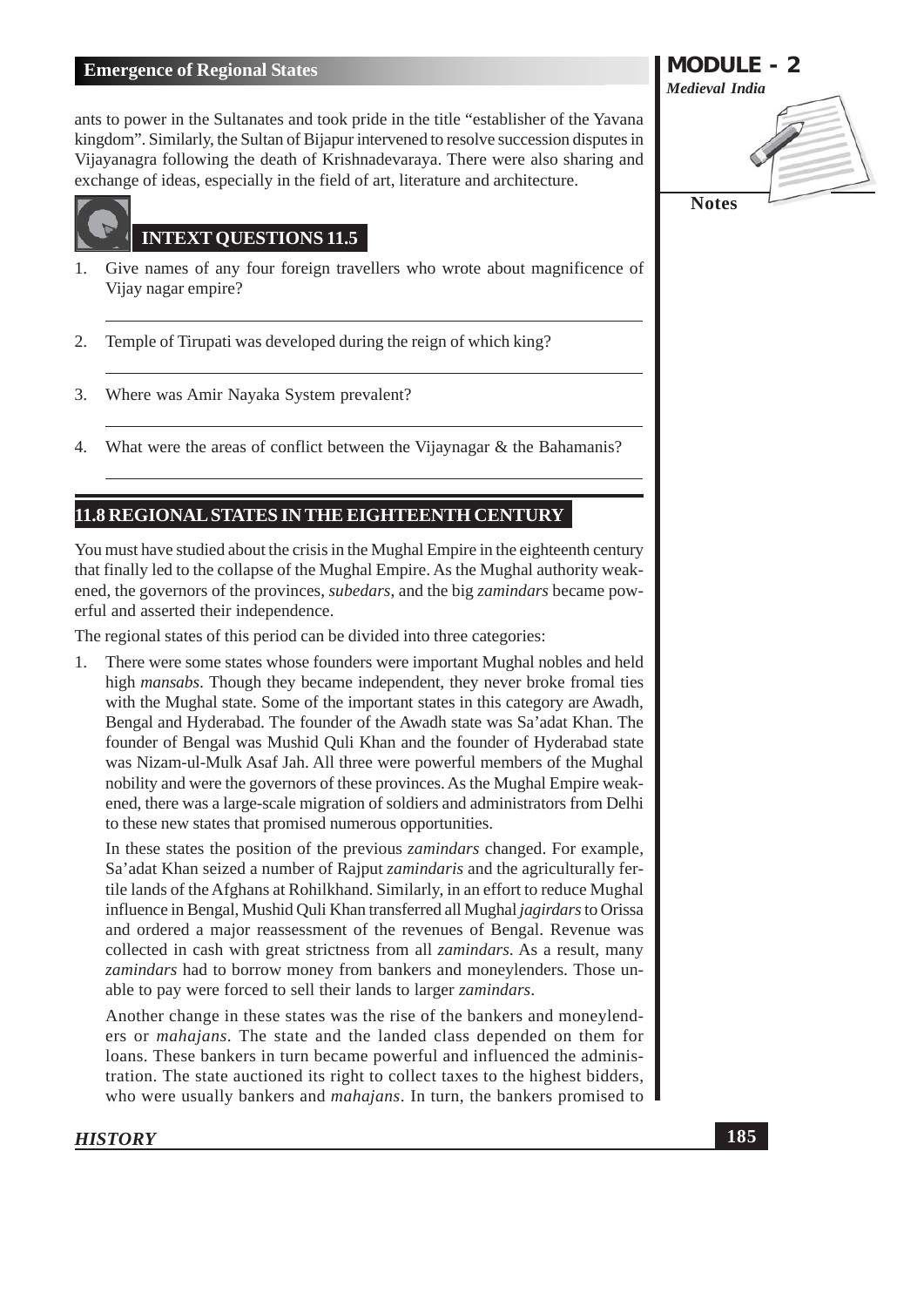ants to power in the Sultanates and took pride in the title "establisher of the Yavana kingdom". Similarly, the Sultan of Bijapur intervened to resolve succession disputes in Vijayanagra following the death of Krishnadevaraya. There were also sharing and exchange of ideas, especially in the field of art, literature and architecture.

## INTEXT QUESTIONS 11.5

1. Give names of any four foreign travellers who wrote about magnificence of Vijay nagar empire?
2. Temple of Tirupati was developed during the reign of which king?
3. Where was Amir Nayaka System prevalent?
4. What were the areas of conflict between the Vijaynagar & the Bahamanis?

## 11.8 REGIONAL STATES IN THE EIGHTEENTH CENTURY

You must have studied about the crisis in the Mughal Empire in the eighteenth century that finally led to the collapse of the Mughal Empire. As the Mughal authority weakened, the governors of the provinces, *subedars*, and the big *zamindars* became powerful and asserted their independence.

The regional states of this period can be divided into three categories:

1. There were some states whose founders were important Mughal nobles and held high *mansabs*. Though they became independent, they never broke fromal ties with the Mughal state. Some of the important states in this category are Awadh, Bengal and Hyderabad. The founder of the Awadh state was Sa'adat Khan. The founder of Bengal was Mushid Quli Khan and the founder of Hyderabad state was Nizam-ul-Mulk Asaf Jah. All three were powerful members of the Mughal nobility and were the governors of these provinces. As the Mughal Empire weakened, there was a large-scale migration of soldiers and administrators from Delhi to these new states that promised numerous opportunities.

   In these states the position of the previous *zamindars* changed. For example, Sa'adat Khan seized a number of Rajput *zamindaris* and the agriculturally fertile lands of the Afghans at Rohilkhand. Similarly, in an effort to reduce Mughal influence in Bengal, Mushid Quli Khan transferred all Mughal *jagirdars* to Orissa and ordered a major reassessment of the revenues of Bengal. Revenue was collected in cash with great strictness from all *zamindars*. As a result, many *zamindars* had to borrow money from bankers and moneylenders. Those unable to pay were forced to sell their lands to larger *zamindars*.

   Another change in these states was the rise of the bankers and moneylenders or *mahajans*. The state and the landed class depended on them for loans. These bankers in turn became powerful and influenced the administration. The state auctioned its right to collect taxes to the highest bidders, who were usually bankers and *mahajans*. In turn, the bankers promised to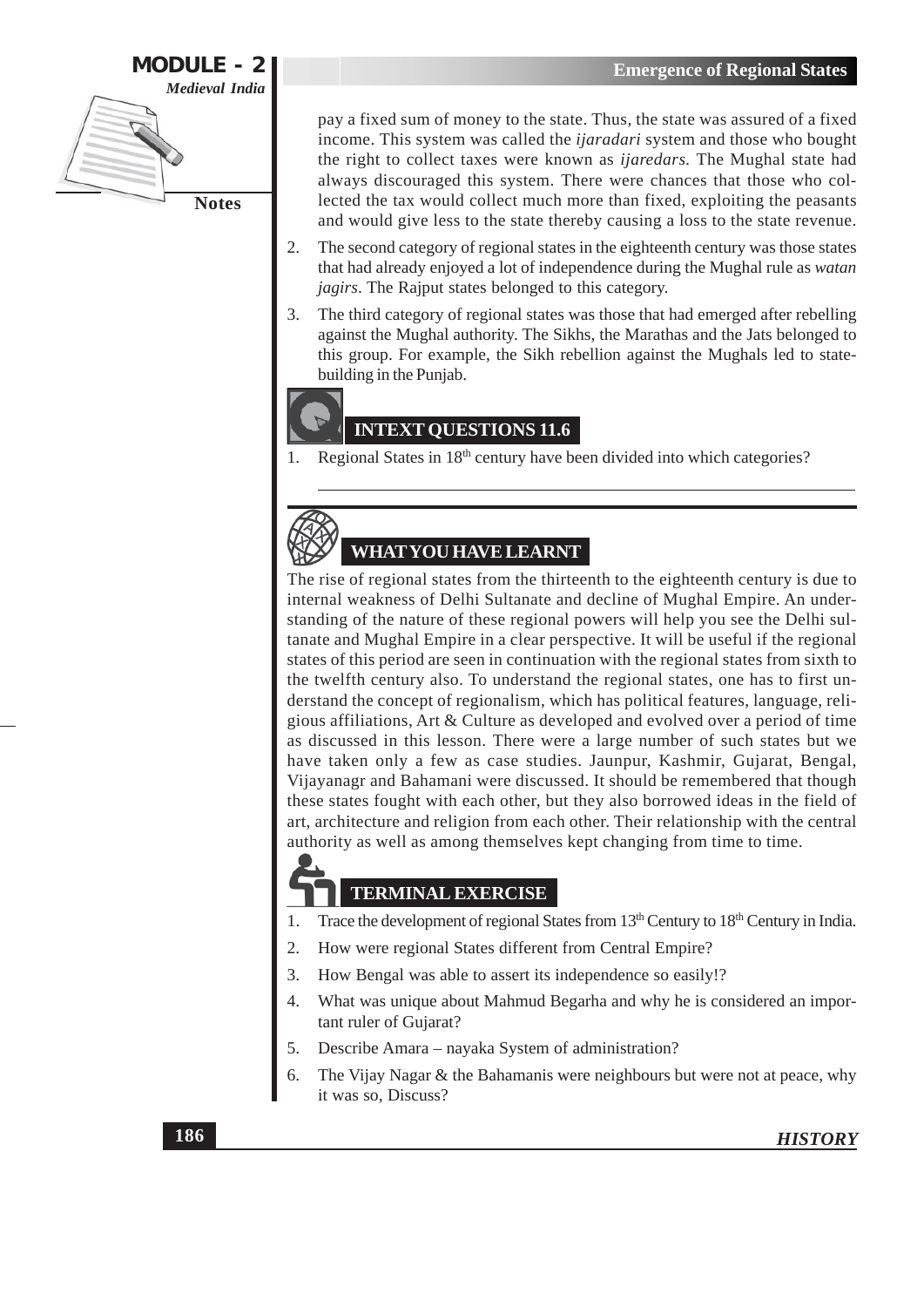pay a fixed sum of money to the state. Thus, the state was assured of a fixed income. This system was called the *ijaradari* system and those who bought the right to collect taxes were known as *ijaredars.* The Mughal state had always discouraged this system. There were chances that those who collected the tax would collect much more than fixed, exploiting the peasants and would give less to the state thereby causing a loss to the state revenue.

2. The second category of regional states in the eighteenth century was those states that had already enjoyed a lot of independence during the Mughal rule as *watan jagirs*. The Rajput states belonged to this category.
3. The third category of regional states was those that had emerged after rebelling against the Mughal authority. The Sikhs, the Marathas and the Jats belonged to this group. For example, the Sikh rebellion against the Mughals led to state-building in the Punjab.

## INTEXT QUESTIONS 11.6

1. Regional States in 18th century have been divided into which categories?

## WHAT YOU HAVE LEARNT

The rise of regional states from the thirteenth to the eighteenth century is due to internal weakness of Delhi Sultanate and decline of Mughal Empire. An understanding of the nature of these regional powers will help you see the Delhi sultanate and Mughal Empire in a clear perspective. It will be useful if the regional states of this period are seen in continuation with the regional states from sixth to the twelfth century also. To understand the regional states, one has to first understand the concept of regionalism, which has political features, language, religious affiliations, Art & Culture as developed and evolved over a period of time as discussed in this lesson. There were a large number of such states but we have taken only a few as case studies. Jaunpur, Kashmir, Gujarat, Bengal, Vijayanagr and Bahamani were discussed. It should be remembered that though these states fought with each other, but they also borrowed ideas in the field of art, architecture and religion from each other. Their relationship with the central authority as well as among themselves kept changing from time to time.

## TERMINAL EXERCISE

1. Trace the development of regional States from 13th Century to 18th Century in India.
2. How were regional States different from Central Empire?
3. How Bengal was able to assert its independence so easily!?
4. What was unique about Mahmud Begarha and why he is considered an important ruler of Gujarat?
5. Describe Amara – nayaka System of administration?
6. The Vijay Nagar & the Bahamanis were neighbours but were not at peace, why it was so, Discuss?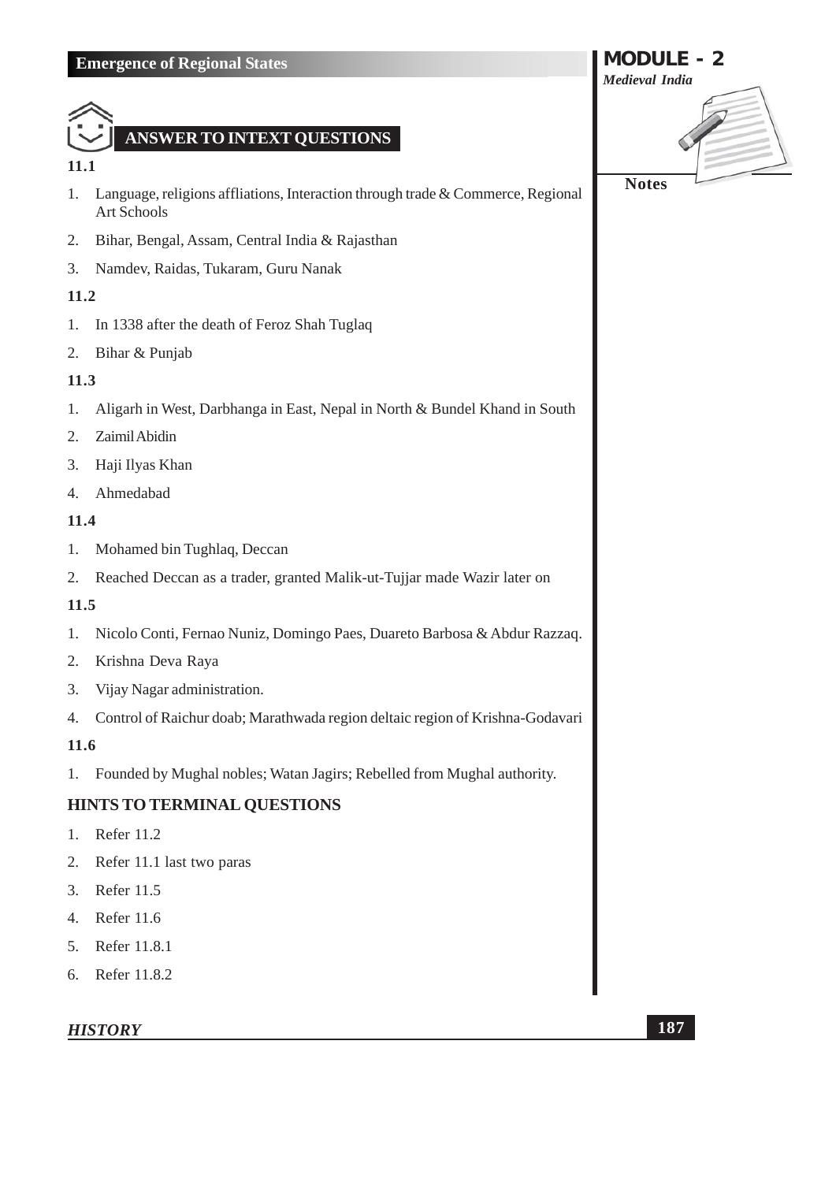## ANSWER TO INTEXT QUESTIONS

**11.1**

1. Language, religions affliations, Interaction through trade & Commerce, Regional Art Schools
2. Bihar, Bengal, Assam, Central India & Rajasthan
3. Namdev, Raidas, Tukaram, Guru Nanak

**11.2**

1. In 1338 after the death of Feroz Shah Tuglaq
2. Bihar & Punjab

**11.3**

1. Aligarh in West, Darbhanga in East, Nepal in North & Bundel Khand in South
2. Zaimil Abidin
3. Haji Ilyas Khan
4. Ahmedabad

**11.4**

1. Mohamed bin Tughlaq, Deccan
2. Reached Deccan as a trader, granted Malik-ut-Tujjar made Wazir later on

**11.5**

1. Nicolo Conti, Fernao Nuniz, Domingo Paes, Duareto Barbosa & Abdur Razzaq.
2. Krishna Deva Raya
3. Vijay Nagar administration.
4. Control of Raichur doab; Marathwada region deltaic region of Krishna-Godavari

**11.6**

1. Founded by Mughal nobles; Watan Jagirs; Rebelled from Mughal authority.

## HINTS TO TERMINAL QUESTIONS

1. Refer 11.2
2. Refer 11.1 last two paras
3. Refer 11.5
4. Refer 11.6
5. Refer 11.8.1
6. Refer 11.8.2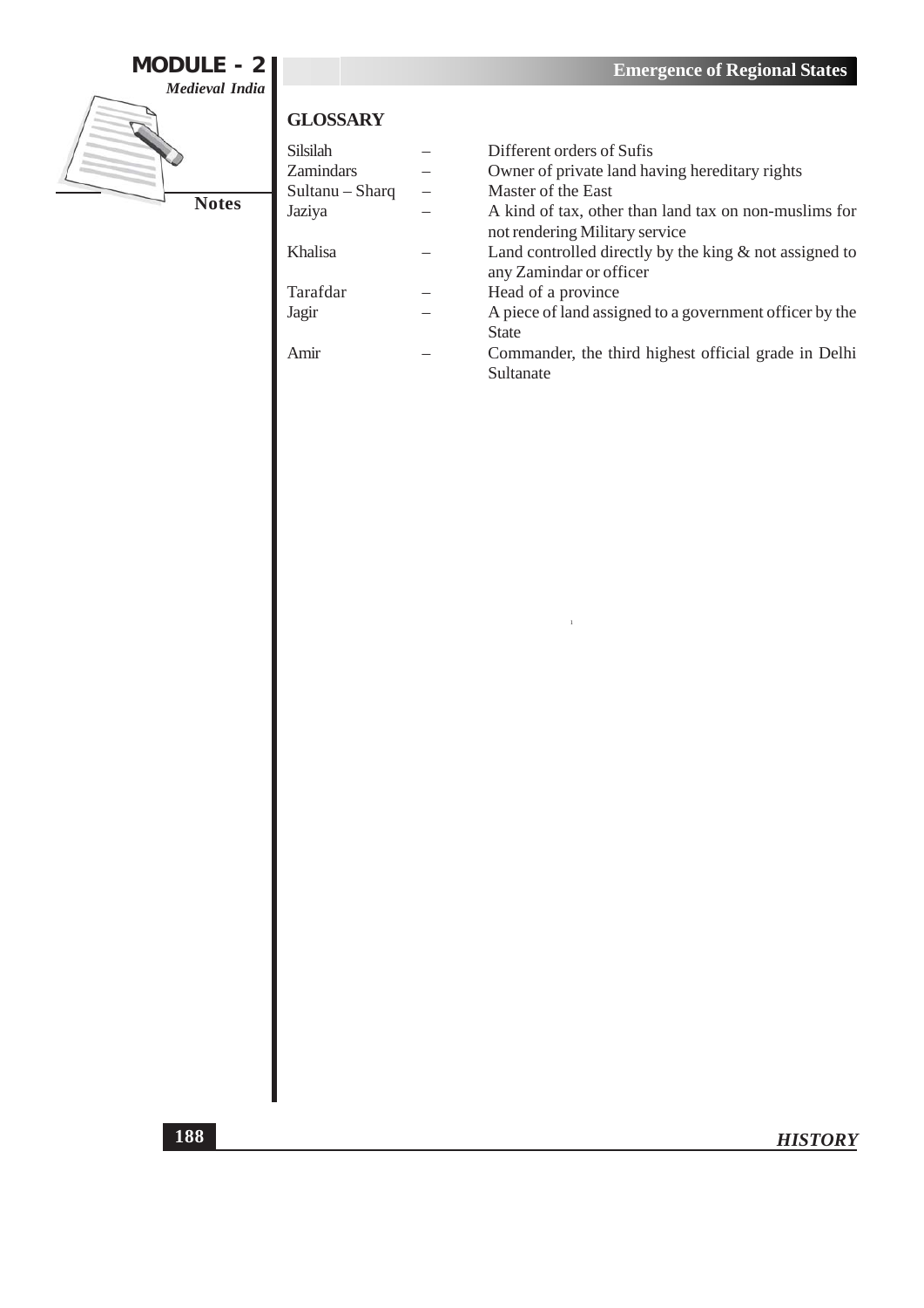## GLOSSARY

| | | |
|---|---|---|
| Silsilah | – | Different orders of Sufis |
| Zamindars | – | Owner of private land having hereditary rights |
| Sultanu – Sharq | – | Master of the East |
| Jaziya | – | A kind of tax, other than land tax on non-muslims for not rendering Military service |
| Khalisa | – | Land controlled directly by the king & not assigned to any Zamindar or officer |
| Tarafdar | – | Head of a province |
| Jagir | – | A piece of land assigned to a government officer by the State |
| Amir | – | Commander, the third highest official grade in Delhi Sultanate |